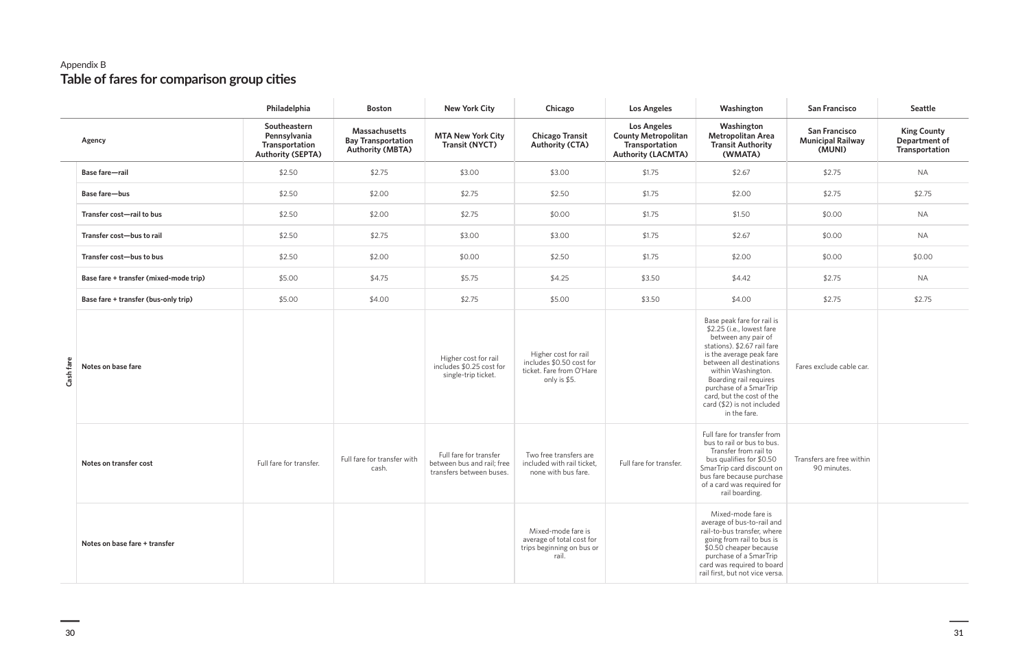Appendix B

## Table of fares for comparison group cities

| | | Philadelphia | Boston | New York City | Chicago | Los Angeles | Washington | San Francisco | Seattle |
|---|---|---|---|---|---|---|---|---|---|
| | Agency | Southeastern Pennsylvania Transportation Authority (SEPTA) | Massachusetts Bay Transportation Authority (MBTA) | MTA New York City Transit (NYCT) | Chicago Transit Authority (CTA) | Los Angeles County Metropolitan Transportation Authority (LACMTA) | Washington Metropolitan Area Transit Authority (WMATA) | San Francisco Municipal Railway (MUNI) | King County Department of Transportation |
| Cash fare | Base fare—rail | $2.50 | $2.75 | $3.00 | $3.00 | $1.75 | $2.67 | $2.75 | NA |
| | Base fare—bus | $2.50 | $2.00 | $2.75 | $2.50 | $1.75 | $2.00 | $2.75 | $2.75 |
| | Transfer cost—rail to bus | $2.50 | $2.00 | $2.75 | $0.00 | $1.75 | $1.50 | $0.00 | NA |
| | Transfer cost—bus to rail | $2.50 | $2.75 | $3.00 | $3.00 | $1.75 | $2.67 | $0.00 | NA |
| | Transfer cost—bus to bus | $2.50 | $2.00 | $0.00 | $2.50 | $1.75 | $2.00 | $0.00 | $0.00 |
| | Base fare + transfer (mixed-mode trip) | $5.00 | $4.75 | $5.75 | $4.25 | $3.50 | $4.42 | $2.75 | NA |
| | Base fare + transfer (bus-only trip) | $5.00 | $4.00 | $2.75 | $5.00 | $3.50 | $4.00 | $2.75 | $2.75 |
| | Notes on base fare | | | Higher cost for rail includes $0.25 cost for single-trip ticket. | Higher cost for rail includes $0.50 cost for ticket. Fare from O'Hare only is $5. | | Base peak fare for rail is $2.25 (i.e., lowest fare between any pair of stations). $2.67 rail fare is the average peak fare between all destinations within Washington. Boarding rail requires purchase of a SmarTrip card, but the cost of the card ($2) is not included in the fare. | Fares exclude cable car. | |
| | Notes on transfer cost | Full fare for transfer. | Full fare for transfer with cash. | Full fare for transfer between bus and rail; free transfers between buses. | Two free transfers are included with rail ticket, none with bus fare. | Full fare for transfer. | Full fare for transfer from bus to rail or bus to bus. Transfer from rail to bus qualifies for $0.50 SmarTrip card discount on bus fare because purchase of a card was required for rail boarding. | Transfers are free within 90 minutes. | |
| | Notes on base fare + transfer | | | | Mixed-mode fare is average of total cost for trips beginning on bus or rail. | | Mixed-mode fare is average of bus-to-rail and rail-to-bus transfer, where going from rail to bus is $0.50 cheaper because purchase of a SmarTrip card was required to board rail first, but not vice versa. | | |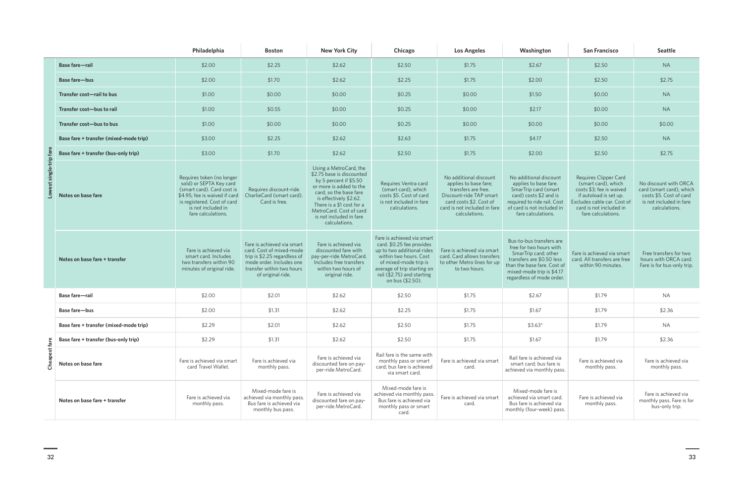| | | Philadelphia | Boston | New York City | Chicago | Los Angeles | Washington | San Francisco | Seattle |
|---|---|---|---|---|---|---|---|---|---|
| Lowest single-trip fare | **Base fare—rail** | $2.00 | $2.25 | $2.62 | $2.50 | $1.75 | $2.67 | $2.50 | NA |
| | **Base fare—bus** | $2.00 | $1.70 | $2.62 | $2.25 | $1.75 | $2.00 | $2.50 | $2.75 |
| | **Transfer cost—rail to bus** | $1.00 | $0.00 | $0.00 | $0.25 | $0.00 | $1.50 | $0.00 | NA |
| | **Transfer cost—bus to rail** | $1.00 | $0.55 | $0.00 | $0.25 | $0.00 | $2.17 | $0.00 | NA |
| | **Transfer cost—bus to bus** | $1.00 | $0.00 | $0.00 | $0.25 | $0.00 | $0.00 | $0.00 | $0.00 |
| | **Base fare + transfer (mixed-mode trip)** | $3.00 | $2.25 | $2.62 | $2.63 | $1.75 | $4.17 | $2.50 | NA |
| | **Base fare + transfer (bus-only trip)** | $3.00 | $1.70 | $2.62 | $2.50 | $1.75 | $2.00 | $2.50 | $2.75 |
| | **Notes on base fare** | Requires token (no longer sold) or SEPTA Key card (smart card). Card cost is $4.95; fee is waived if card is registered. Cost of card is not included in fare calculations. | Requires discount-ride CharlieCard (smart card). Card is free. | Using a MetroCard, the $2.75 base is discounted by 5 percent if $5.50 or more is added to the card, so the base fare is effectively $2.62. There is a $1 cost for a MetroCard. Cost of card is not included in fare calculations. | Requires Ventra card (smart card), which costs $5. Cost of card is not included in fare calculations. | No additional discount applies to base fare; transfers are free. Discount-ride TAP smart card costs $2. Cost of card is not included in fare calculations. | No additional discount applies to base fare. SmarTrip card (smart card) costs $2 and is required to ride rail. Cost of card is not included in fare calculations. | Requires Clipper Card (smart card), which costs $3; fee is waived if autoload is set up. Excludes cable car. Cost of card is not included in fare calculations. | No discount with ORCA card (smart card), which costs $5. Cost of card is not included in fare calculations. |
| | **Notes on base fare + transfer** | Fare is achieved via smart card. Includes two transfers within 90 minutes of original ride. | Fare is achieved via smart card. Cost of mixed-mode trip is $2.25 regardless of mode order. Includes one transfer within two hours of original ride. | Fare is achieved via discounted fare with pay-per-ride MetroCard. Includes free transfers within two hours of original ride. | Fare is achieved via smart card. $0.25 fee provides up to two additional rides within two hours. Cost of mixed-mode trip is average of trip starting on rail ($2.75) and starting on bus ($2.50). | Fare is achieved via smart card. Card allows transfers to other Metro lines for up to two hours. | Bus-to-bus transfers are free for two hours with SmarTrip card; other transfers are $0.50 less than the base fare. Cost of mixed-mode trip is $4.17 regardless of mode order. | Fare is achieved via smart card. All transfers are free within 90 minutes. | Free transfers for two hours with ORCA card. Fare is for bus-only trip. |
| Cheapest fare | **Base fare—rail** | $2.00 | $2.01 | $2.62 | $2.50 | $1.75 | $2.67 | $1.79 | NA |
| | **Base fare—bus** | $2.00 | $1.31 | $2.62 | $2.25 | $1.75 | $1.67 | $1.79 | $2.36 |
| | **Base fare + transfer (mixed-mode trip)** | $2.29 | $2.01 | $2.62 | $2.50 | $1.75 | $3.63* | $1.79 | NA |
| | **Base fare + transfer (bus-only trip)** | $2.29 | $1.31 | $2.62 | $2.50 | $1.75 | $1.67 | $1.79 | $2.36 |
| | **Notes on base fare** | Fare is achieved via smart card Travel Wallet. | Fare is achieved via monthly pass. | Fare is achieved via discounted fare on pay-per-ride MetroCard. | Rail fare is the same with monthly pass or smart card; bus fare is achieved via smart card. | Fare is achieved via smart card. | Rail fare is achieved via smart card; bus fare is achieved via monthly pass. | Fare is achieved via monthly pass. | Fare is achieved via monthly pass. |
| | **Notes on base fare + transfer** | Fare is achieved via monthly pass. | Mixed-mode fare is achieved via monthly pass. Bus fare is achieved via monthly bus pass. | Fare is achieved via discounted fare on pay-per-ride MetroCard. | Mixed-mode fare is achieved via monthly pass. Bus fare is achieved via monthly pass or smart card. | Fare is achieved via smart card. | Mixed-mode fare is achieved via smart card. Bus fare is achieved via monthly (four-week) pass. | Fare is achieved via monthly pass. | Fare is achieved via monthly pass. Fare is for bus-only trip. |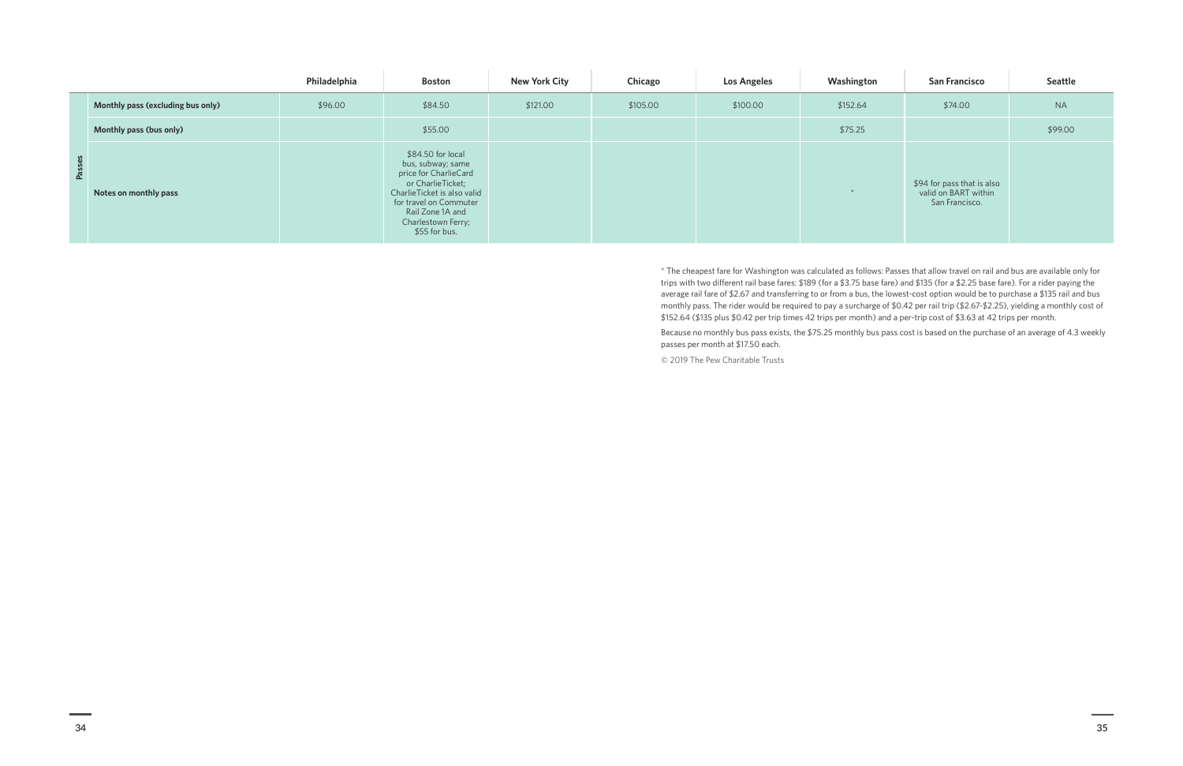| | | Philadelphia | Boston | New York City | Chicago | Los Angeles | Washington | San Francisco | Seattle |
|---|---|---|---|---|---|---|---|---|---|
| Passes | Monthly pass (excluding bus only) | $96.00 | $84.50 | $121.00 | $105.00 | $100.00 | $152.64 | $74.00 | NA |
| | Monthly pass (bus only) | | $55.00 | | | | $75.25 | | $99.00 |
| | Notes on monthly pass | | $84.50 for local bus, subway; same price for CharlieCard or CharlieTicket; CharlieTicket is also valid for travel on Commuter Rail Zone 1A and Charlestown Ferry; $55 for bus. | | | | * | $94 for pass that is also valid on BART within San Francisco. | |

* The cheapest fare for Washington was calculated as follows: Passes that allow travel on rail and bus are available only for trips with two different rail base fares: $189 (for a $3.75 base fare) and $135 (for a $2.25 base fare). For a rider paying the average rail fare of $2.67 and transferring to or from a bus, the lowest-cost option would be to purchase a $135 rail and bus monthly pass. The rider would be required to pay a surcharge of $0.42 per rail trip ($2.67-$2.25), yielding a monthly cost of $152.64 ($135 plus $0.42 per trip times 42 trips per month) and a per-trip cost of $3.63 at 42 trips per month.

Because no monthly bus pass exists, the $75.25 monthly bus pass cost is based on the purchase of an average of 4.3 weekly passes per month at $17.50 each.

© 2019 The Pew Charitable Trusts